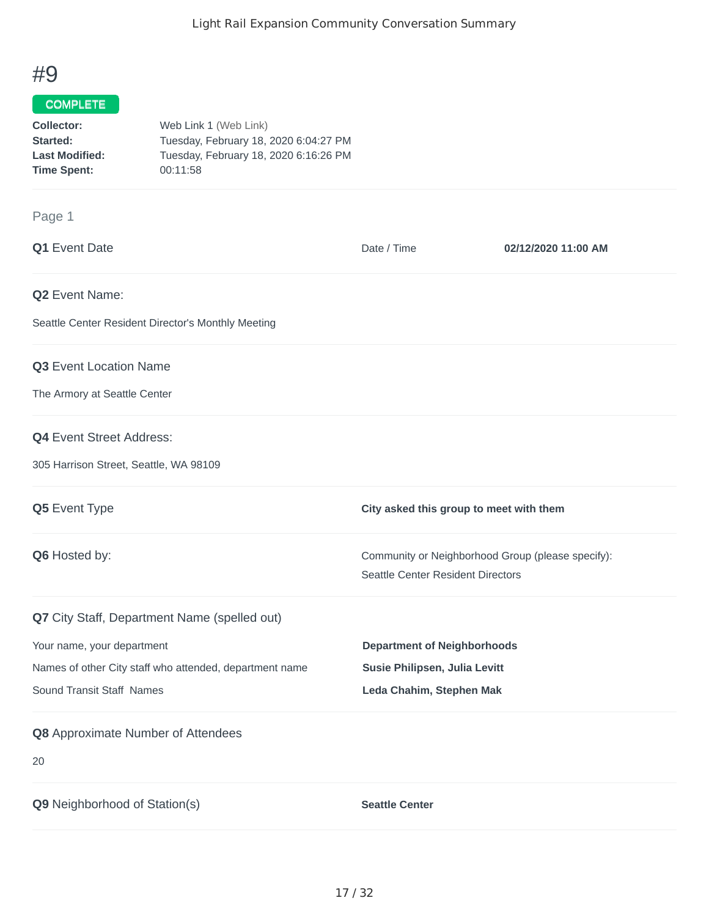# #9

**COMPLETE**

| | |
|---|---|
| **Collector:** | Web Link 1 (Web Link) |
| **Started:** | Tuesday, February 18, 2020 6:04:27 PM |
| **Last Modified:** | Tuesday, February 18, 2020 6:16:26 PM |
| **Time Spent:** | 00:11:58 |

## Page 1

**Q1** Event Date

Date / Time **02/12/2020 11:00 AM**

**Q2** Event Name:

Seattle Center Resident Director's Monthly Meeting

**Q3** Event Location Name

The Armory at Seattle Center

**Q4** Event Street Address:

305 Harrison Street, Seattle, WA 98109

**Q5** Event Type

**City asked this group to meet with them**

**Q6** Hosted by:

Community or Neighborhood Group (please specify):
Seattle Center Resident Directors

**Q7** City Staff, Department Name (spelled out)

| | |
|---|---|
| Your name, your department | **Department of Neighborhoods** |
| Names of other City staff who attended, department name | **Susie Philipsen, Julia Levitt** |
| Sound Transit Staff Names | **Leda Chahim, Stephen Mak** |

**Q8** Approximate Number of Attendees

20

**Q9** Neighborhood of Station(s)

**Seattle Center**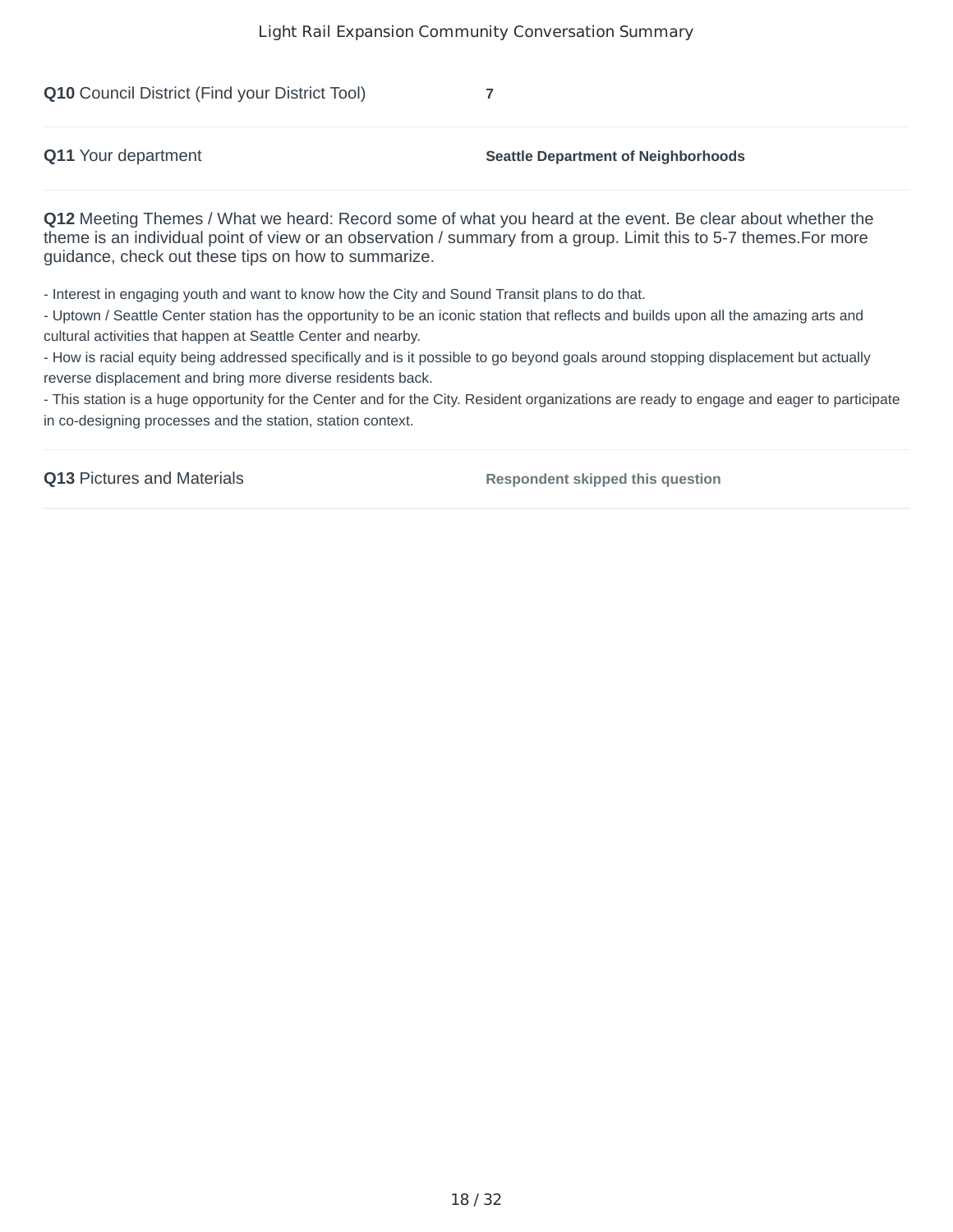**Q10** Council District (Find your District Tool)

**7**

**Q11** Your department

**Seattle Department of Neighborhoods**

**Q12** Meeting Themes / What we heard: Record some of what you heard at the event. Be clear about whether the theme is an individual point of view or an observation / summary from a group. Limit this to 5-7 themes.For more guidance, check out these tips on how to summarize.

- Interest in engaging youth and want to know how the City and Sound Transit plans to do that.
- Uptown / Seattle Center station has the opportunity to be an iconic station that reflects and builds upon all the amazing arts and cultural activities that happen at Seattle Center and nearby.
- How is racial equity being addressed specifically and is it possible to go beyond goals around stopping displacement but actually reverse displacement and bring more diverse residents back.
- This station is a huge opportunity for the Center and for the City. Resident organizations are ready to engage and eager to participate in co-designing processes and the station, station context.

**Q13** Pictures and Materials

**Respondent skipped this question**